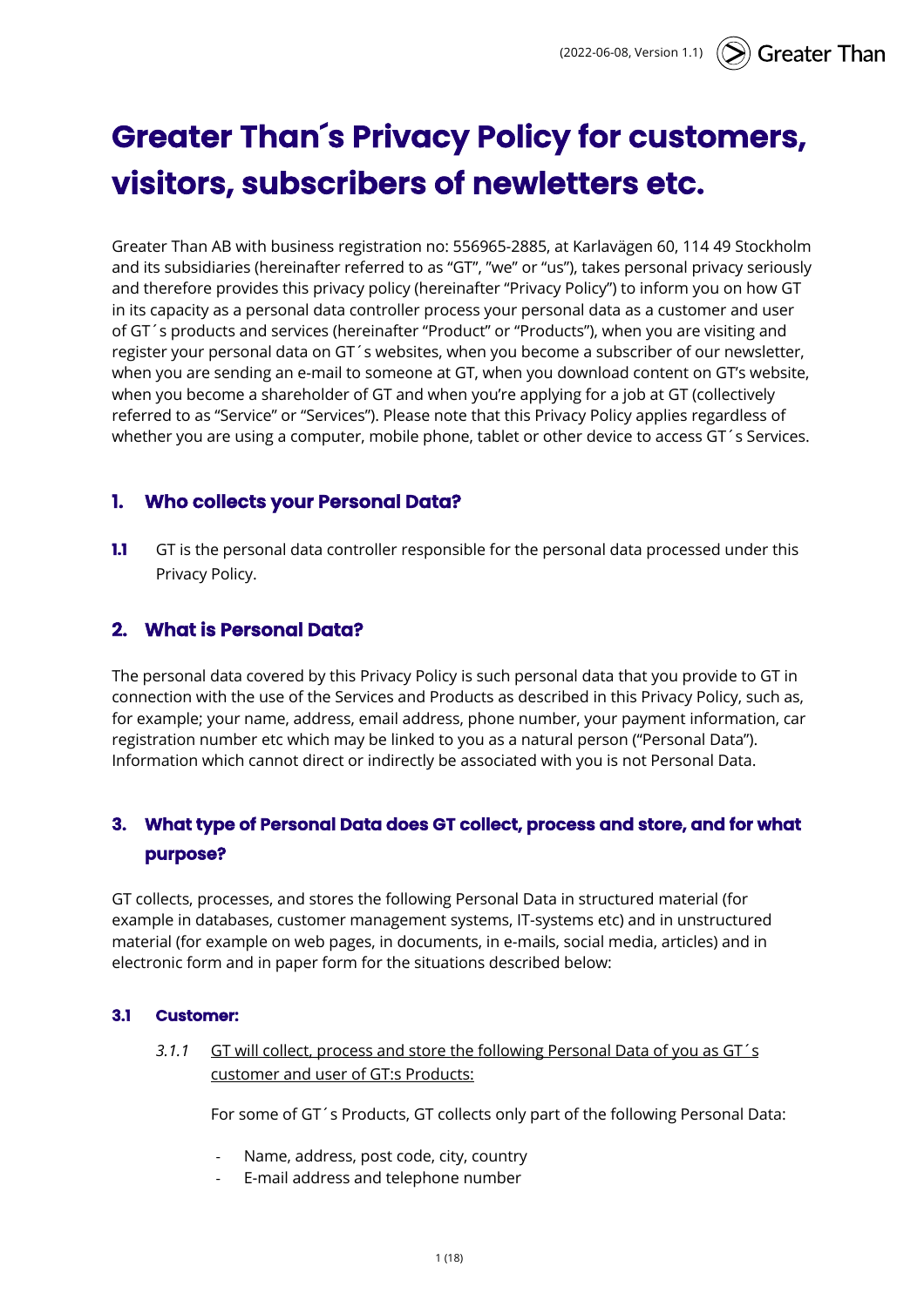# Greater Than´s Privacy Policy for customers, visitors, subscribers of newletters etc.

Greater Than AB with business registration no: 556965-2885, at Karlavägen 60, 114 49 Stockholm and its subsidiaries (hereinafter referred to as "GT", "we" or "us"), takes personal privacy seriously and therefore provides this privacy policy (hereinafter "Privacy Policy") to inform you on how GT in its capacity as a personal data controller process your personal data as a customer and user of GT´s products and services (hereinafter "Product" or "Products"), when you are visiting and register your personal data on GT´s websites, when you become a subscriber of our newsletter, when you are sending an e-mail to someone at GT, when you download content on GT's website, when you become a shareholder of GT and when you're applying for a job at GT (collectively referred to as "Service" or "Services"). Please note that this Privacy Policy applies regardless of whether you are using a computer, mobile phone, tablet or other device to access GT´s Services.

## 1. Who collects your Personal Data?

**1.1** GT is the personal data controller responsible for the personal data processed under this Privacy Policy.

## 2. What is Personal Data?

The personal data covered by this Privacy Policy is such personal data that you provide to GT in connection with the use of the Services and Products as described in this Privacy Policy, such as, for example; your name, address, email address, phone number, your payment information, car registration number etc which may be linked to you as a natural person ("Personal Data"). Information which cannot direct or indirectly be associated with you is not Personal Data.

## 3. What type of Personal Data does GT collect, process and store, and for what purpose?

GT collects, processes, and stores the following Personal Data in structured material (for example in databases, customer management systems, IT-systems etc) and in unstructured material (for example on web pages, in documents, in e-mails, social media, articles) and in electronic form and in paper form for the situations described below:

### 3.1 Customer:

*3.1.1* GT will collect, process and store the following Personal Data of you as GT´s customer and user of GT:s Products:

For some of GT´s Products, GT collects only part of the following Personal Data:

- Name, address, post code, city, country
- E-mail address and telephone number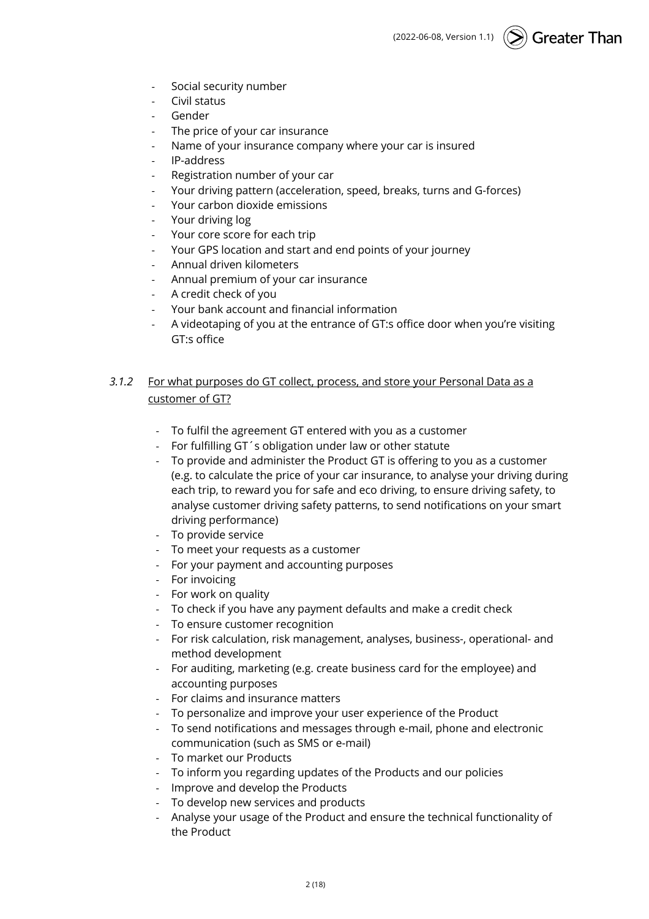- Social security number
- Civil status
- Gender
- The price of your car insurance
- Name of your insurance company where your car is insured
- IP-address
- Registration number of your car
- Your driving pattern (acceleration, speed, breaks, turns and G-forces)
- Your carbon dioxide emissions
- Your driving log
- Your core score for each trip
- Your GPS location and start and end points of your journey
- Annual driven kilometers
- Annual premium of your car insurance
- A credit check of you
- Your bank account and financial information
- A videotaping of you at the entrance of GT:s office door when you're visiting GT:s office

### *3.1.2* For what purposes do GT collect, process, and store your Personal Data as a customer of GT?

- To fulfil the agreement GT entered with you as a customer
- For fulfilling GT´s obligation under law or other statute
- To provide and administer the Product GT is offering to you as a customer (e.g. to calculate the price of your car insurance, to analyse your driving during each trip, to reward you for safe and eco driving, to ensure driving safety, to analyse customer driving safety patterns, to send notifications on your smart driving performance)
- To provide service
- To meet your requests as a customer
- For your payment and accounting purposes
- For invoicing
- For work on quality
- To check if you have any payment defaults and make a credit check
- To ensure customer recognition
- For risk calculation, risk management, analyses, business-, operational- and method development
- For auditing, marketing (e.g. create business card for the employee) and accounting purposes
- For claims and insurance matters
- To personalize and improve your user experience of the Product
- To send notifications and messages through e-mail, phone and electronic communication (such as SMS or e-mail)
- To market our Products
- To inform you regarding updates of the Products and our policies
- Improve and develop the Products
- To develop new services and products
- Analyse your usage of the Product and ensure the technical functionality of the Product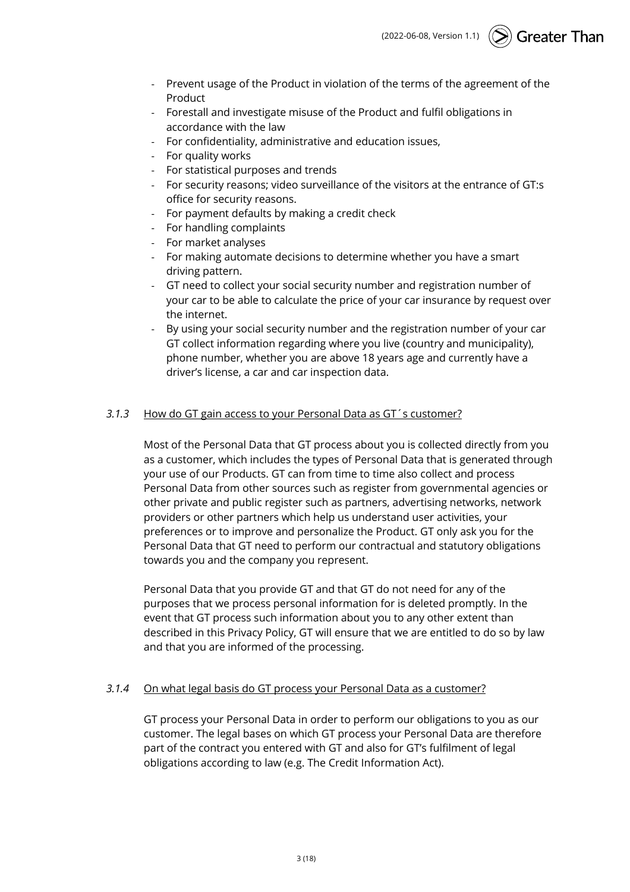- Prevent usage of the Product in violation of the terms of the agreement of the Product
- Forestall and investigate misuse of the Product and fulfil obligations in accordance with the law
- For confidentiality, administrative and education issues,
- For quality works
- For statistical purposes and trends
- For security reasons; video surveillance of the visitors at the entrance of GT:s office for security reasons.
- For payment defaults by making a credit check
- For handling complaints
- For market analyses
- For making automate decisions to determine whether you have a smart driving pattern.
- GT need to collect your social security number and registration number of your car to be able to calculate the price of your car insurance by request over the internet.
- By using your social security number and the registration number of your car GT collect information regarding where you live (country and municipality), phone number, whether you are above 18 years age and currently have a driver's license, a car and car inspection data.

#### *3.1.3* How do GT gain access to your Personal Data as GT´s customer?

Most of the Personal Data that GT process about you is collected directly from you as a customer, which includes the types of Personal Data that is generated through your use of our Products. GT can from time to time also collect and process Personal Data from other sources such as register from governmental agencies or other private and public register such as partners, advertising networks, network providers or other partners which help us understand user activities, your preferences or to improve and personalize the Product. GT only ask you for the Personal Data that GT need to perform our contractual and statutory obligations towards you and the company you represent.

Personal Data that you provide GT and that GT do not need for any of the purposes that we process personal information for is deleted promptly. In the event that GT process such information about you to any other extent than described in this Privacy Policy, GT will ensure that we are entitled to do so by law and that you are informed of the processing.

#### *3.1.4* On what legal basis do GT process your Personal Data as a customer?

GT process your Personal Data in order to perform our obligations to you as our customer. The legal bases on which GT process your Personal Data are therefore part of the contract you entered with GT and also for GT's fulfilment of legal obligations according to law (e.g. The Credit Information Act).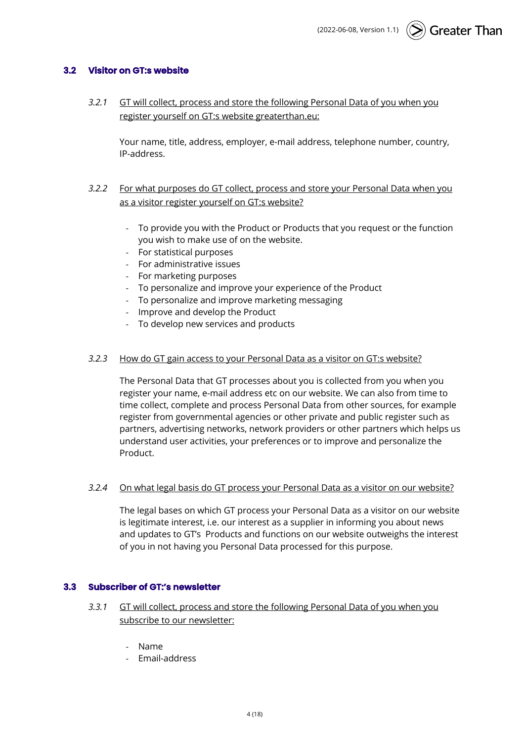### 3.2 Visitor on GT:s website

*3.2.1* GT will collect, process and store the following Personal Data of you when you register yourself on GT:s website greaterthan.eu:

Your name, title, address, employer, e-mail address, telephone number, country, IP-address.

*3.2.2* For what purposes do GT collect, process and store your Personal Data when you as a visitor register yourself on GT:s website?

- To provide you with the Product or Products that you request or the function you wish to make use of on the website.
- For statistical purposes
- For administrative issues
- For marketing purposes
- To personalize and improve your experience of the Product
- To personalize and improve marketing messaging
- Improve and develop the Product
- To develop new services and products

*3.2.3* How do GT gain access to your Personal Data as a visitor on GT:s website?

The Personal Data that GT processes about you is collected from you when you register your name, e-mail address etc on our website. We can also from time to time collect, complete and process Personal Data from other sources, for example register from governmental agencies or other private and public register such as partners, advertising networks, network providers or other partners which helps us understand user activities, your preferences or to improve and personalize the Product.

*3.2.4* On what legal basis do GT process your Personal Data as a visitor on our website?

The legal bases on which GT process your Personal Data as a visitor on our website is legitimate interest, i.e. our interest as a supplier in informing you about news and updates to GT's Products and functions on our website outweighs the interest of you in not having you Personal Data processed for this purpose.

### 3.3 Subscriber of GT:'s newsletter

*3.3.1* GT will collect, process and store the following Personal Data of you when you subscribe to our newsletter:

- Name
- Email-address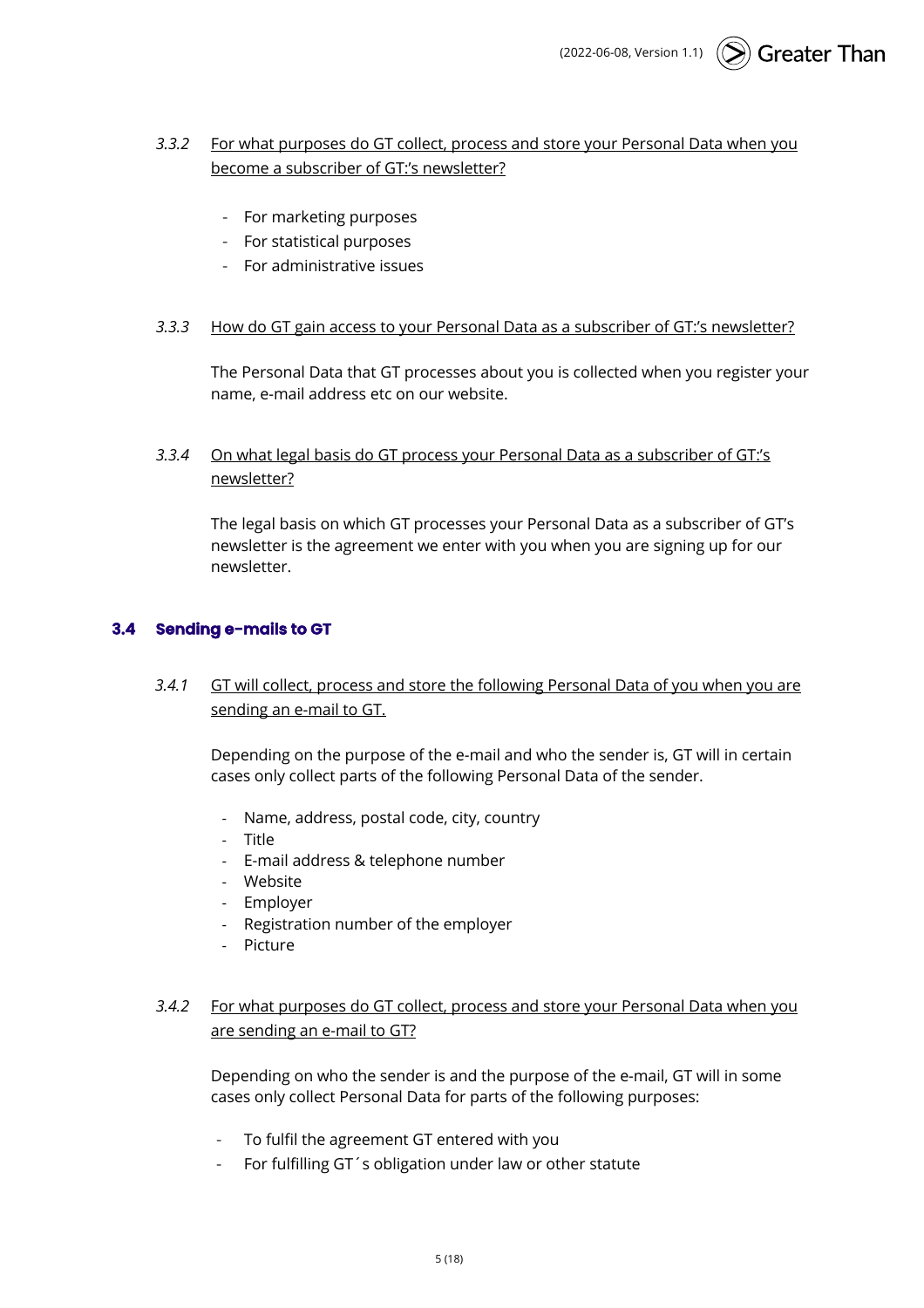*3.3.2* For what purposes do GT collect, process and store your Personal Data when you become a subscriber of GT:'s newsletter?

- For marketing purposes
- For statistical purposes
- For administrative issues

*3.3.3* How do GT gain access to your Personal Data as a subscriber of GT:'s newsletter?

The Personal Data that GT processes about you is collected when you register your name, e-mail address etc on our website.

*3.3.4* On what legal basis do GT process your Personal Data as a subscriber of GT:'s newsletter?

The legal basis on which GT processes your Personal Data as a subscriber of GT's newsletter is the agreement we enter with you when you are signing up for our newsletter.

## 3.4 Sending e-mails to GT

*3.4.1* GT will collect, process and store the following Personal Data of you when you are sending an e-mail to GT.

Depending on the purpose of the e-mail and who the sender is, GT will in certain cases only collect parts of the following Personal Data of the sender.

- Name, address, postal code, city, country
- Title
- E-mail address & telephone number
- Website
- Employer
- Registration number of the employer
- Picture

*3.4.2* For what purposes do GT collect, process and store your Personal Data when you are sending an e-mail to GT?

Depending on who the sender is and the purpose of the e-mail, GT will in some cases only collect Personal Data for parts of the following purposes:

- To fulfil the agreement GT entered with you
- For fulfilling GT´s obligation under law or other statute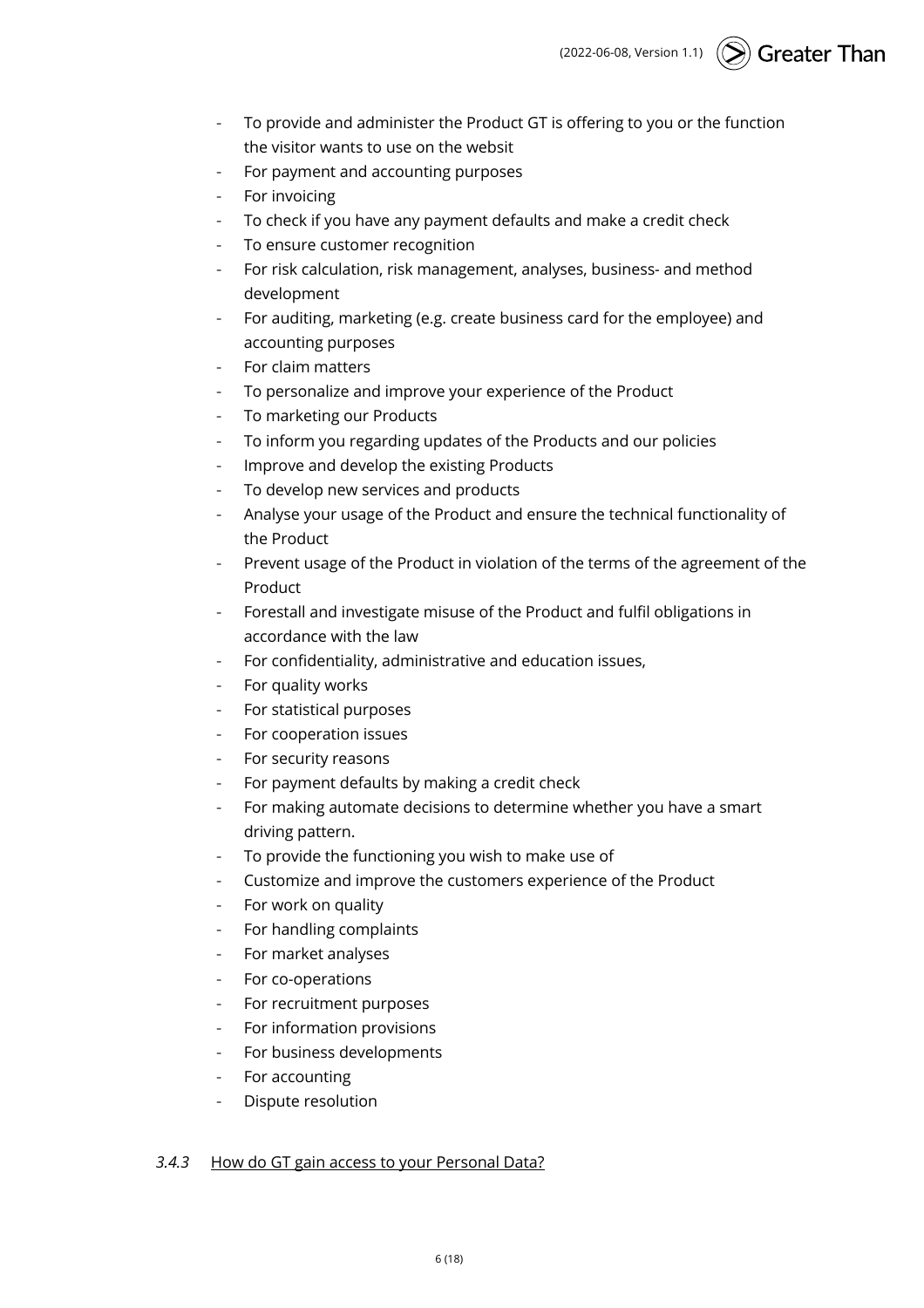- To provide and administer the Product GT is offering to you or the function the visitor wants to use on the websit
- For payment and accounting purposes
- For invoicing
- To check if you have any payment defaults and make a credit check
- To ensure customer recognition
- For risk calculation, risk management, analyses, business- and method development
- For auditing, marketing (e.g. create business card for the employee) and accounting purposes
- For claim matters
- To personalize and improve your experience of the Product
- To marketing our Products
- To inform you regarding updates of the Products and our policies
- Improve and develop the existing Products
- To develop new services and products
- Analyse your usage of the Product and ensure the technical functionality of the Product
- Prevent usage of the Product in violation of the terms of the agreement of the Product
- Forestall and investigate misuse of the Product and fulfil obligations in accordance with the law
- For confidentiality, administrative and education issues,
- For quality works
- For statistical purposes
- For cooperation issues
- For security reasons
- For payment defaults by making a credit check
- For making automate decisions to determine whether you have a smart driving pattern.
- To provide the functioning you wish to make use of
- Customize and improve the customers experience of the Product
- For work on quality
- For handling complaints
- For market analyses
- For co-operations
- For recruitment purposes
- For information provisions
- For business developments
- For accounting
- Dispute resolution

#### *3.4.3* How do GT gain access to your Personal Data?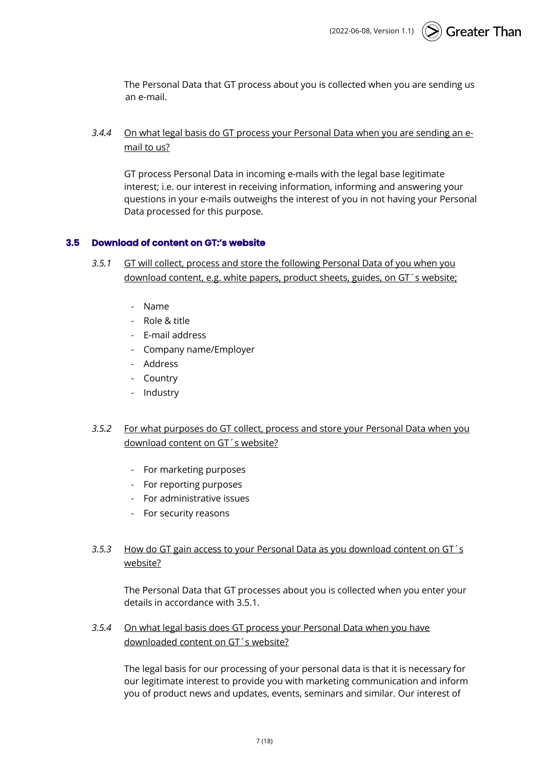The Personal Data that GT process about you is collected when you are sending us an e-mail.

*3.4.4* <u>On what legal basis do GT process your Personal Data when you are sending an e-mail to us?</u>

GT process Personal Data in incoming e-mails with the legal base legitimate interest; i.e. our interest in receiving information, informing and answering your questions in your e-mails outweighs the interest of you in not having your Personal Data processed for this purpose.

### 3.5 Download of content on GT:'s website

*3.5.1* <u>GT will collect, process and store the following Personal Data of you when you download content, e.g. white papers, product sheets, guides, on GT´s website;</u>

- Name
- Role & title
- E-mail address
- Company name/Employer
- Address
- Country
- Industry

*3.5.2* <u>For what purposes do GT collect, process and store your Personal Data when you download content on GT´s website?</u>

- For marketing purposes
- For reporting purposes
- For administrative issues
- For security reasons

*3.5.3* <u>How do GT gain access to your Personal Data as you download content on GT´s website?</u>

The Personal Data that GT processes about you is collected when you enter your details in accordance with 3.5.1.

*3.5.4* <u>On what legal basis does GT process your Personal Data when you have downloaded content on GT´s website?</u>

The legal basis for our processing of your personal data is that it is necessary for our legitimate interest to provide you with marketing communication and inform you of product news and updates, events, seminars and similar. Our interest of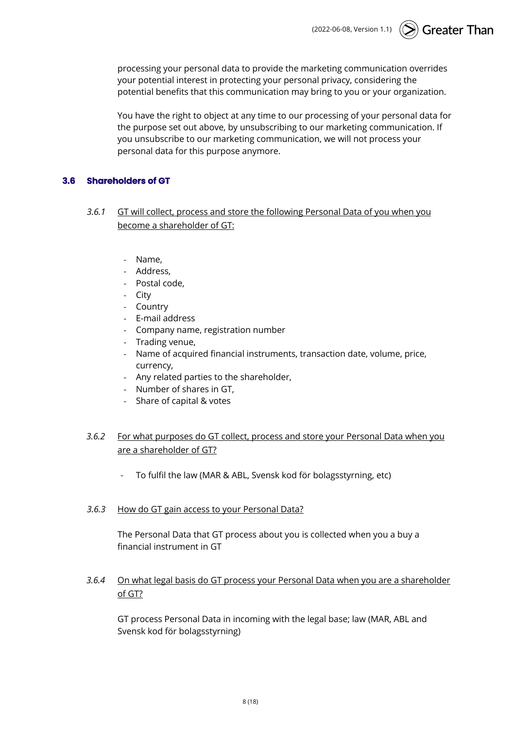processing your personal data to provide the marketing communication overrides your potential interest in protecting your personal privacy, considering the potential benefits that this communication may bring to you or your organization.

You have the right to object at any time to our processing of your personal data for the purpose set out above, by unsubscribing to our marketing communication. If you unsubscribe to our marketing communication, we will not process your personal data for this purpose anymore.

## 3.6 Shareholders of GT

*3.6.1* GT will collect, process and store the following Personal Data of you when you become a shareholder of GT:

- Name,
- Address,
- Postal code,
- City
- Country
- E-mail address
- Company name, registration number
- Trading venue,
- Name of acquired financial instruments, transaction date, volume, price, currency,
- Any related parties to the shareholder,
- Number of shares in GT,
- Share of capital & votes

*3.6.2* For what purposes do GT collect, process and store your Personal Data when you are a shareholder of GT?

- To fulfil the law (MAR & ABL, Svensk kod för bolagsstyrning, etc)

*3.6.3* How do GT gain access to your Personal Data?

The Personal Data that GT process about you is collected when you a buy a financial instrument in GT

*3.6.4* On what legal basis do GT process your Personal Data when you are a shareholder of GT?

GT process Personal Data in incoming with the legal base; law (MAR, ABL and Svensk kod för bolagsstyrning)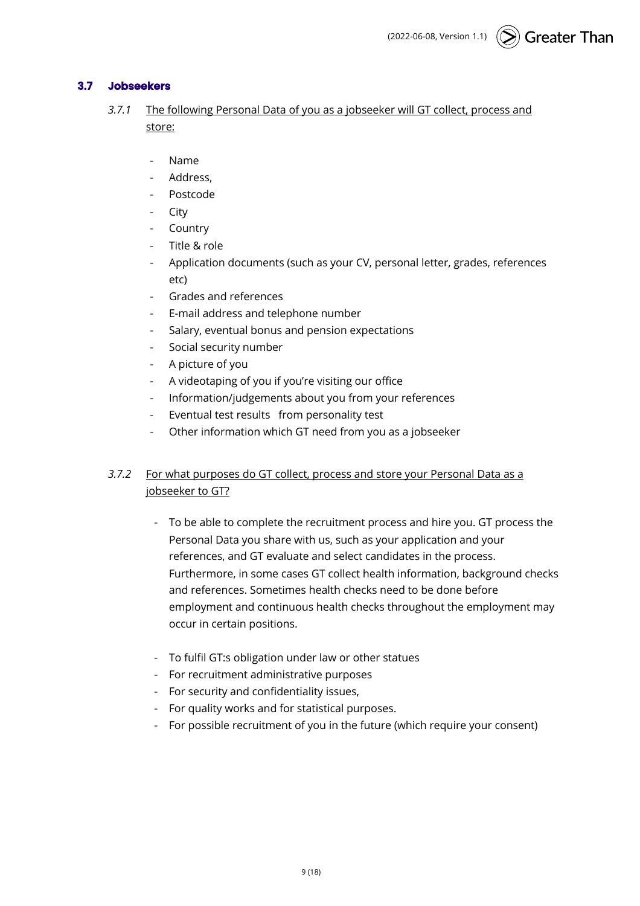## 3.7 Jobseekers

*3.7.1* <u>The following Personal Data of you as a jobseeker will GT collect, process and store:</u>

- Name
- Address,
- Postcode
- City
- Country
- Title & role
- Application documents (such as your CV, personal letter, grades, references etc)
- Grades and references
- E-mail address and telephone number
- Salary, eventual bonus and pension expectations
- Social security number
- A picture of you
- A videotaping of you if you're visiting our office
- Information/judgements about you from your references
- Eventual test results from personality test
- Other information which GT need from you as a jobseeker

*3.7.2* <u>For what purposes do GT collect, process and store your Personal Data as a jobseeker to GT?</u>

- To be able to complete the recruitment process and hire you. GT process the Personal Data you share with us, such as your application and your references, and GT evaluate and select candidates in the process. Furthermore, in some cases GT collect health information, background checks and references. Sometimes health checks need to be done before employment and continuous health checks throughout the employment may occur in certain positions.

- To fulfil GT:s obligation under law or other statues
- For recruitment administrative purposes
- For security and confidentiality issues,
- For quality works and for statistical purposes.
- For possible recruitment of you in the future (which require your consent)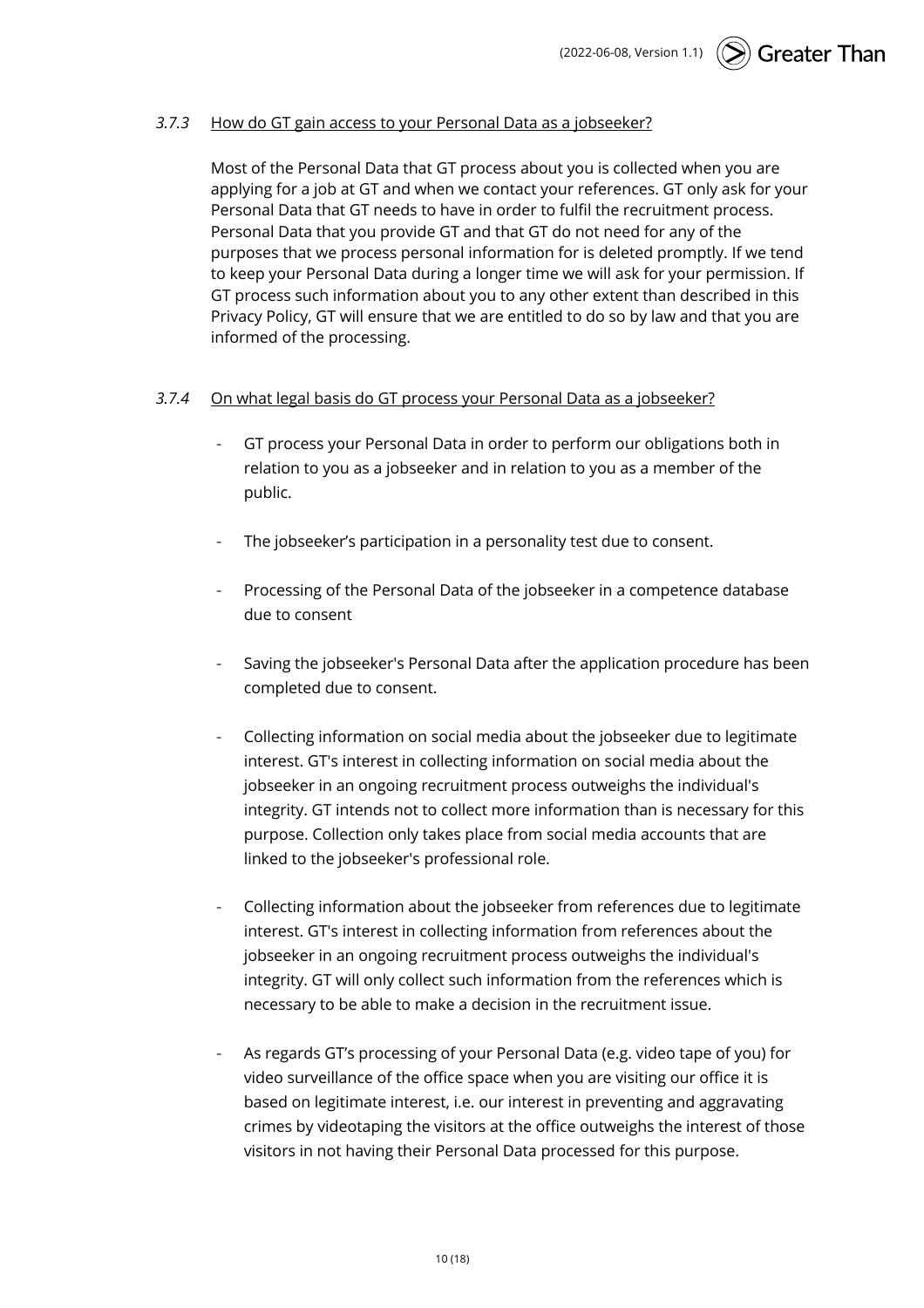#### *3.7.3* How do GT gain access to your Personal Data as a jobseeker?

Most of the Personal Data that GT process about you is collected when you are applying for a job at GT and when we contact your references. GT only ask for your Personal Data that GT needs to have in order to fulfil the recruitment process. Personal Data that you provide GT and that GT do not need for any of the purposes that we process personal information for is deleted promptly. If we tend to keep your Personal Data during a longer time we will ask for your permission. If GT process such information about you to any other extent than described in this Privacy Policy, GT will ensure that we are entitled to do so by law and that you are informed of the processing.

#### *3.7.4* On what legal basis do GT process your Personal Data as a jobseeker?

- GT process your Personal Data in order to perform our obligations both in relation to you as a jobseeker and in relation to you as a member of the public.
- The jobseeker's participation in a personality test due to consent.
- Processing of the Personal Data of the jobseeker in a competence database due to consent
- Saving the jobseeker's Personal Data after the application procedure has been completed due to consent.
- Collecting information on social media about the jobseeker due to legitimate interest. GT's interest in collecting information on social media about the jobseeker in an ongoing recruitment process outweighs the individual's integrity. GT intends not to collect more information than is necessary for this purpose. Collection only takes place from social media accounts that are linked to the jobseeker's professional role.
- Collecting information about the jobseeker from references due to legitimate interest. GT's interest in collecting information from references about the jobseeker in an ongoing recruitment process outweighs the individual's integrity. GT will only collect such information from the references which is necessary to be able to make a decision in the recruitment issue.
- As regards GT's processing of your Personal Data (e.g. video tape of you) for video surveillance of the office space when you are visiting our office it is based on legitimate interest, i.e. our interest in preventing and aggravating crimes by videotaping the visitors at the office outweighs the interest of those visitors in not having their Personal Data processed for this purpose.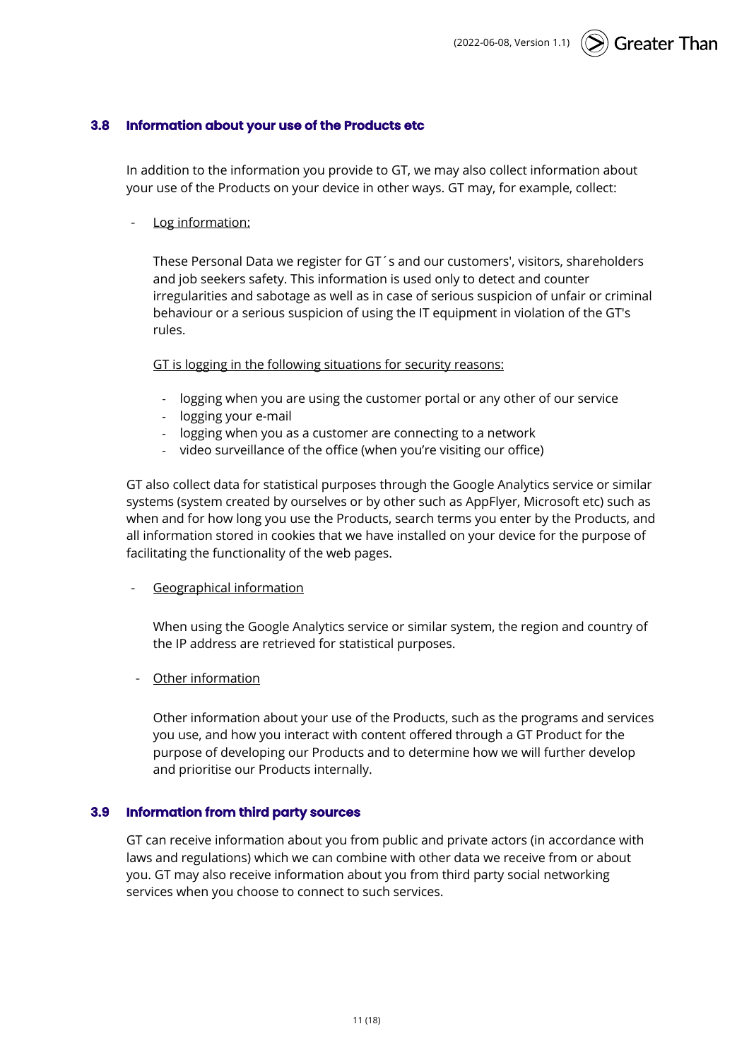### 3.8 Information about your use of the Products etc

In addition to the information you provide to GT, we may also collect information about your use of the Products on your device in other ways. GT may, for example, collect:

- Log information:

  These Personal Data we register for GT´s and our customers', visitors, shareholders and job seekers safety. This information is used only to detect and counter irregularities and sabotage as well as in case of serious suspicion of unfair or criminal behaviour or a serious suspicion of using the IT equipment in violation of the GT's rules.

  GT is logging in the following situations for security reasons:

  - logging when you are using the customer portal or any other of our service
  - logging your e-mail
  - logging when you as a customer are connecting to a network
  - video surveillance of the office (when you're visiting our office)

GT also collect data for statistical purposes through the Google Analytics service or similar systems (system created by ourselves or by other such as AppFlyer, Microsoft etc) such as when and for how long you use the Products, search terms you enter by the Products, and all information stored in cookies that we have installed on your device for the purpose of facilitating the functionality of the web pages.

- Geographical information

  When using the Google Analytics service or similar system, the region and country of the IP address are retrieved for statistical purposes.

- Other information

  Other information about your use of the Products, such as the programs and services you use, and how you interact with content offered through a GT Product for the purpose of developing our Products and to determine how we will further develop and prioritise our Products internally.

### 3.9 Information from third party sources

GT can receive information about you from public and private actors (in accordance with laws and regulations) which we can combine with other data we receive from or about you. GT may also receive information about you from third party social networking services when you choose to connect to such services.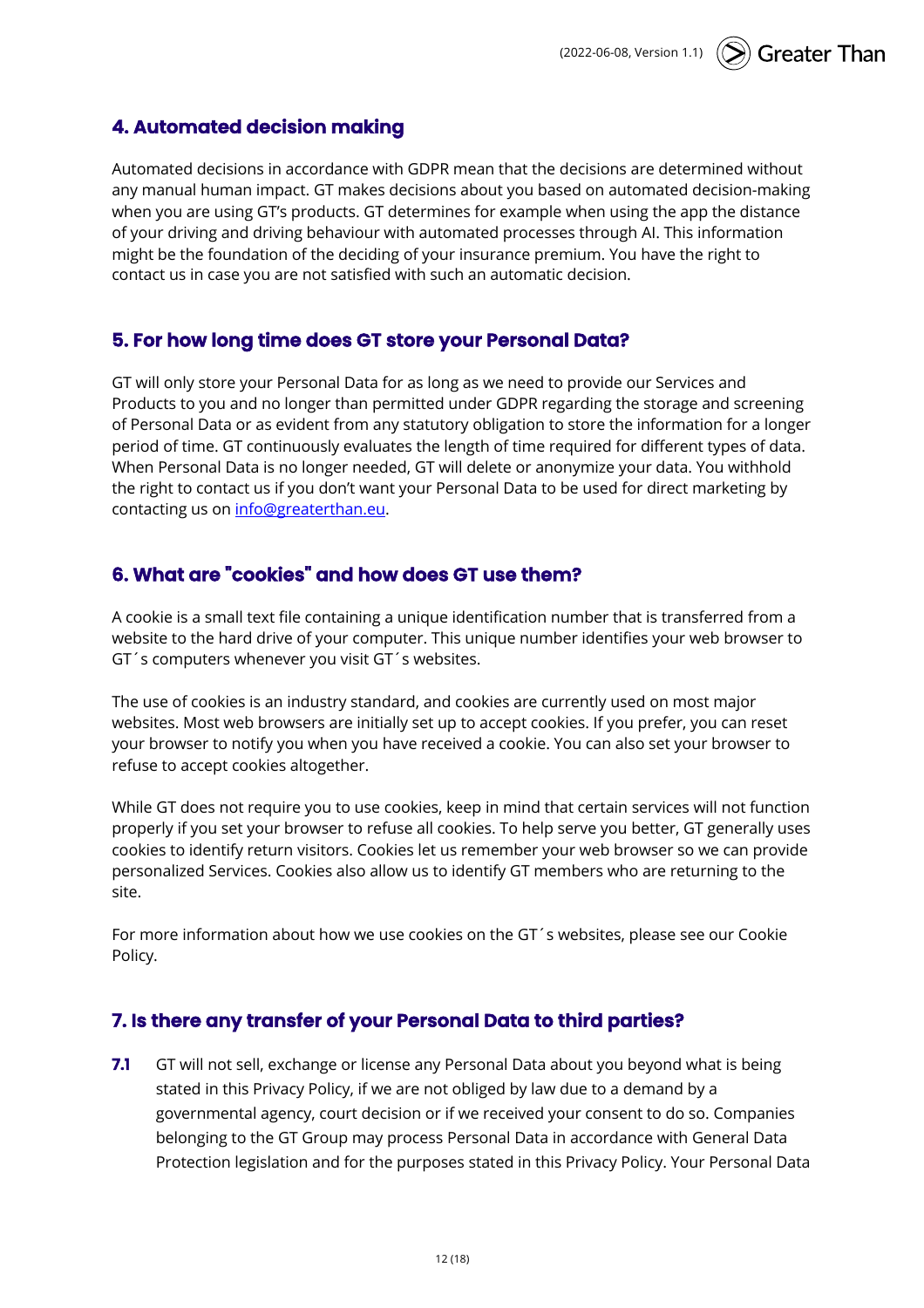## 4. Automated decision making

Automated decisions in accordance with GDPR mean that the decisions are determined without any manual human impact. GT makes decisions about you based on automated decision-making when you are using GT's products. GT determines for example when using the app the distance of your driving and driving behaviour with automated processes through AI. This information might be the foundation of the deciding of your insurance premium. You have the right to contact us in case you are not satisfied with such an automatic decision.

## 5. For how long time does GT store your Personal Data?

GT will only store your Personal Data for as long as we need to provide our Services and Products to you and no longer than permitted under GDPR regarding the storage and screening of Personal Data or as evident from any statutory obligation to store the information for a longer period of time. GT continuously evaluates the length of time required for different types of data. When Personal Data is no longer needed, GT will delete or anonymize your data. You withhold the right to contact us if you don't want your Personal Data to be used for direct marketing by contacting us on [info@greaterthan.eu](mailto:info@greaterthan.eu).

## 6. What are "cookies" and how does GT use them?

A cookie is a small text file containing a unique identification number that is transferred from a website to the hard drive of your computer. This unique number identifies your web browser to GT´s computers whenever you visit GT´s websites.

The use of cookies is an industry standard, and cookies are currently used on most major websites. Most web browsers are initially set up to accept cookies. If you prefer, you can reset your browser to notify you when you have received a cookie. You can also set your browser to refuse to accept cookies altogether.

While GT does not require you to use cookies, keep in mind that certain services will not function properly if you set your browser to refuse all cookies. To help serve you better, GT generally uses cookies to identify return visitors. Cookies let us remember your web browser so we can provide personalized Services. Cookies also allow us to identify GT members who are returning to the site.

For more information about how we use cookies on the GT´s websites, please see our Cookie Policy.

## 7. Is there any transfer of your Personal Data to third parties?

**7.1** GT will not sell, exchange or license any Personal Data about you beyond what is being stated in this Privacy Policy, if we are not obliged by law due to a demand by a governmental agency, court decision or if we received your consent to do so. Companies belonging to the GT Group may process Personal Data in accordance with General Data Protection legislation and for the purposes stated in this Privacy Policy. Your Personal Data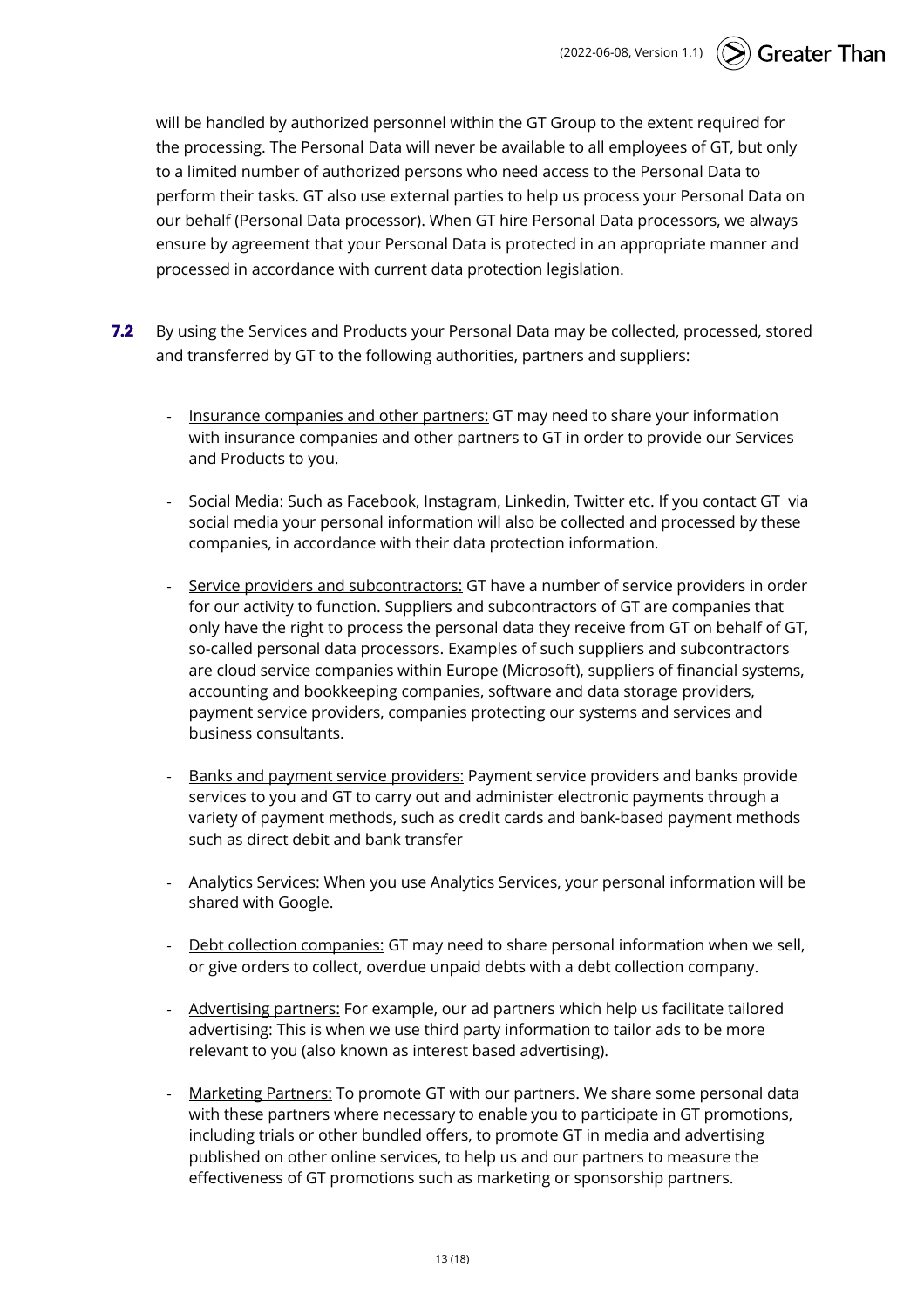will be handled by authorized personnel within the GT Group to the extent required for the processing. The Personal Data will never be available to all employees of GT, but only to a limited number of authorized persons who need access to the Personal Data to perform their tasks. GT also use external parties to help us process your Personal Data on our behalf (Personal Data processor). When GT hire Personal Data processors, we always ensure by agreement that your Personal Data is protected in an appropriate manner and processed in accordance with current data protection legislation.

**7.2** By using the Services and Products your Personal Data may be collected, processed, stored and transferred by GT to the following authorities, partners and suppliers:

- Insurance companies and other partners: GT may need to share your information with insurance companies and other partners to GT in order to provide our Services and Products to you.

- Social Media: Such as Facebook, Instagram, Linkedin, Twitter etc. If you contact GT via social media your personal information will also be collected and processed by these companies, in accordance with their data protection information.

- Service providers and subcontractors: GT have a number of service providers in order for our activity to function. Suppliers and subcontractors of GT are companies that only have the right to process the personal data they receive from GT on behalf of GT, so-called personal data processors. Examples of such suppliers and subcontractors are cloud service companies within Europe (Microsoft), suppliers of financial systems, accounting and bookkeeping companies, software and data storage providers, payment service providers, companies protecting our systems and services and business consultants.

- Banks and payment service providers: Payment service providers and banks provide services to you and GT to carry out and administer electronic payments through a variety of payment methods, such as credit cards and bank-based payment methods such as direct debit and bank transfer

- Analytics Services: When you use Analytics Services, your personal information will be shared with Google.

- Debt collection companies: GT may need to share personal information when we sell, or give orders to collect, overdue unpaid debts with a debt collection company.

- Advertising partners: For example, our ad partners which help us facilitate tailored advertising: This is when we use third party information to tailor ads to be more relevant to you (also known as interest based advertising).

- Marketing Partners: To promote GT with our partners. We share some personal data with these partners where necessary to enable you to participate in GT promotions, including trials or other bundled offers, to promote GT in media and advertising published on other online services, to help us and our partners to measure the effectiveness of GT promotions such as marketing or sponsorship partners.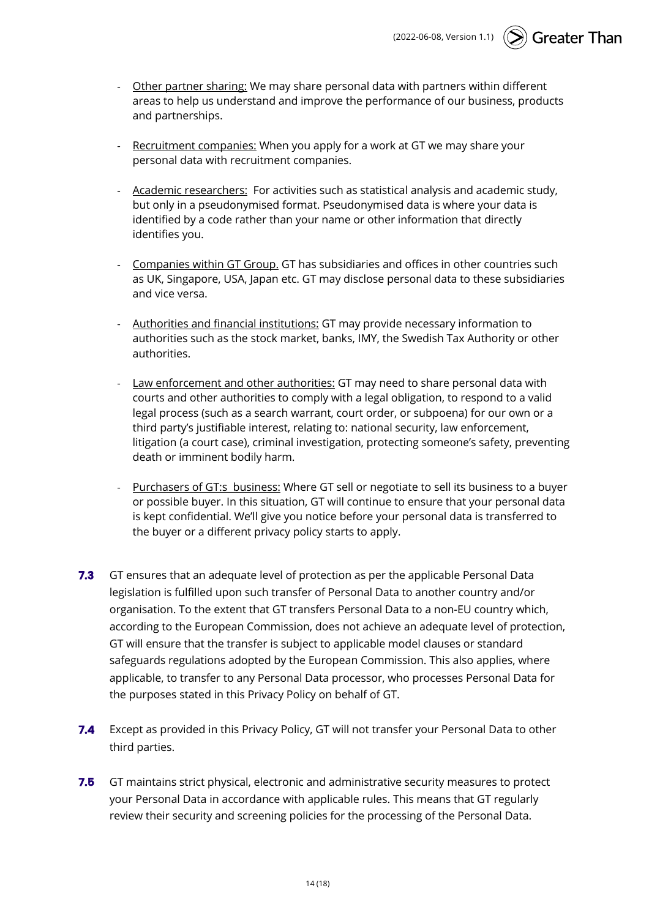- Other partner sharing: We may share personal data with partners within different areas to help us understand and improve the performance of our business, products and partnerships.

- Recruitment companies: When you apply for a work at GT we may share your personal data with recruitment companies.

- Academic researchers: For activities such as statistical analysis and academic study, but only in a pseudonymised format. Pseudonymised data is where your data is identified by a code rather than your name or other information that directly identifies you.

- Companies within GT Group. GT has subsidiaries and offices in other countries such as UK, Singapore, USA, Japan etc. GT may disclose personal data to these subsidiaries and vice versa.

- Authorities and financial institutions: GT may provide necessary information to authorities such as the stock market, banks, IMY, the Swedish Tax Authority or other authorities.

- Law enforcement and other authorities: GT may need to share personal data with courts and other authorities to comply with a legal obligation, to respond to a valid legal process (such as a search warrant, court order, or subpoena) for our own or a third party's justifiable interest, relating to: national security, law enforcement, litigation (a court case), criminal investigation, protecting someone's safety, preventing death or imminent bodily harm.

- Purchasers of GT:s business: Where GT sell or negotiate to sell its business to a buyer or possible buyer. In this situation, GT will continue to ensure that your personal data is kept confidential. We'll give you notice before your personal data is transferred to the buyer or a different privacy policy starts to apply.

**7.3** GT ensures that an adequate level of protection as per the applicable Personal Data legislation is fulfilled upon such transfer of Personal Data to another country and/or organisation. To the extent that GT transfers Personal Data to a non-EU country which, according to the European Commission, does not achieve an adequate level of protection, GT will ensure that the transfer is subject to applicable model clauses or standard safeguards regulations adopted by the European Commission. This also applies, where applicable, to transfer to any Personal Data processor, who processes Personal Data for the purposes stated in this Privacy Policy on behalf of GT.

**7.4** Except as provided in this Privacy Policy, GT will not transfer your Personal Data to other third parties.

**7.5** GT maintains strict physical, electronic and administrative security measures to protect your Personal Data in accordance with applicable rules. This means that GT regularly review their security and screening policies for the processing of the Personal Data.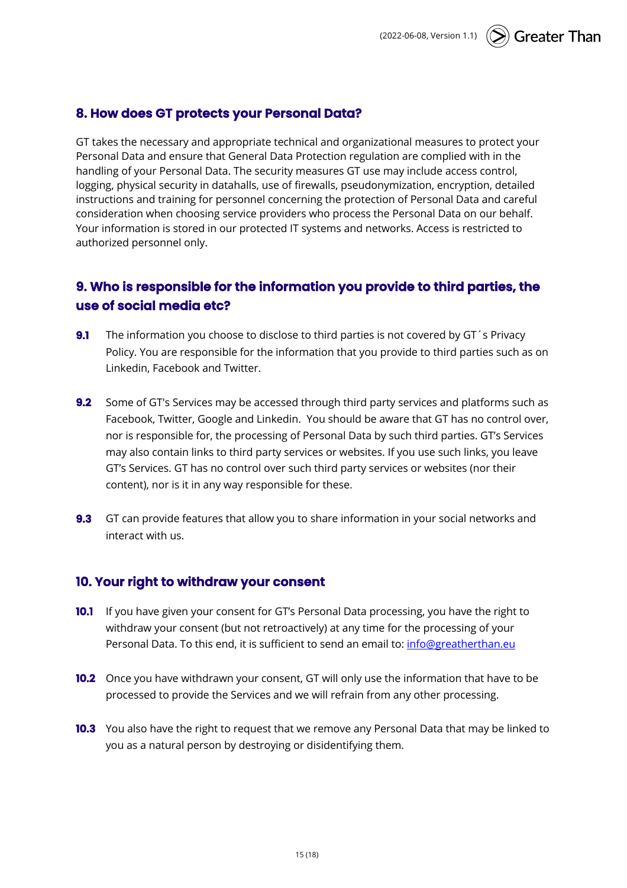## 8. How does GT protects your Personal Data?

GT takes the necessary and appropriate technical and organizational measures to protect your Personal Data and ensure that General Data Protection regulation are complied with in the handling of your Personal Data. The security measures GT use may include access control, logging, physical security in datahalls, use of firewalls, pseudonymization, encryption, detailed instructions and training for personnel concerning the protection of Personal Data and careful consideration when choosing service providers who process the Personal Data on our behalf. Your information is stored in our protected IT systems and networks. Access is restricted to authorized personnel only.

## 9. Who is responsible for the information you provide to third parties, the use of social media etc?

**9.1** The information you choose to disclose to third parties is not covered by GT´s Privacy Policy. You are responsible for the information that you provide to third parties such as on Linkedin, Facebook and Twitter.

**9.2** Some of GT's Services may be accessed through third party services and platforms such as Facebook, Twitter, Google and Linkedin. You should be aware that GT has no control over, nor is responsible for, the processing of Personal Data by such third parties. GT's Services may also contain links to third party services or websites. If you use such links, you leave GT's Services. GT has no control over such third party services or websites (nor their content), nor is it in any way responsible for these.

**9.3** GT can provide features that allow you to share information in your social networks and interact with us.

## 10. Your right to withdraw your consent

**10.1** If you have given your consent for GT's Personal Data processing, you have the right to withdraw your consent (but not retroactively) at any time for the processing of your Personal Data. To this end, it is sufficient to send an email to: info@greatherthan.eu

**10.2** Once you have withdrawn your consent, GT will only use the information that have to be processed to provide the Services and we will refrain from any other processing.

**10.3** You also have the right to request that we remove any Personal Data that may be linked to you as a natural person by destroying or disidentifying them.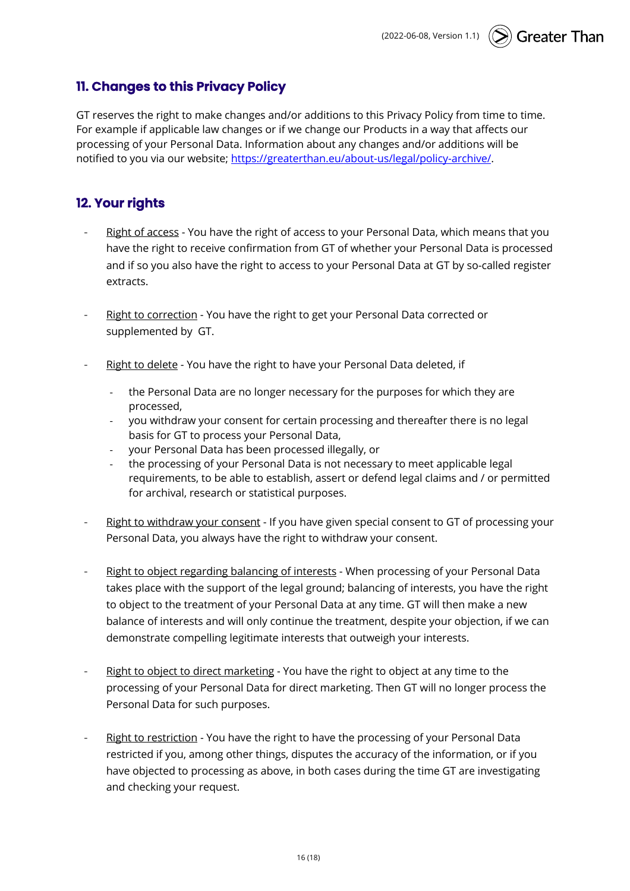## 11. Changes to this Privacy Policy

GT reserves the right to make changes and/or additions to this Privacy Policy from time to time. For example if applicable law changes or if we change our Products in a way that affects our processing of your Personal Data. Information about any changes and/or additions will be notified to you via our website; https://greaterthan.eu/about-us/legal/policy-archive/.

## 12. Your rights

- Right of access - You have the right of access to your Personal Data, which means that you have the right to receive confirmation from GT of whether your Personal Data is processed and if so you also have the right to access to your Personal Data at GT by so-called register extracts.

- Right to correction - You have the right to get your Personal Data corrected or supplemented by GT.

- Right to delete - You have the right to have your Personal Data deleted, if
  - the Personal Data are no longer necessary for the purposes for which they are processed,
  - you withdraw your consent for certain processing and thereafter there is no legal basis for GT to process your Personal Data,
  - your Personal Data has been processed illegally, or
  - the processing of your Personal Data is not necessary to meet applicable legal requirements, to be able to establish, assert or defend legal claims and / or permitted for archival, research or statistical purposes.

- Right to withdraw your consent - If you have given special consent to GT of processing your Personal Data, you always have the right to withdraw your consent.

- Right to object regarding balancing of interests - When processing of your Personal Data takes place with the support of the legal ground; balancing of interests, you have the right to object to the treatment of your Personal Data at any time. GT will then make a new balance of interests and will only continue the treatment, despite your objection, if we can demonstrate compelling legitimate interests that outweigh your interests.

- Right to object to direct marketing - You have the right to object at any time to the processing of your Personal Data for direct marketing. Then GT will no longer process the Personal Data for such purposes.

- Right to restriction - You have the right to have the processing of your Personal Data restricted if you, among other things, disputes the accuracy of the information, or if you have objected to processing as above, in both cases during the time GT are investigating and checking your request.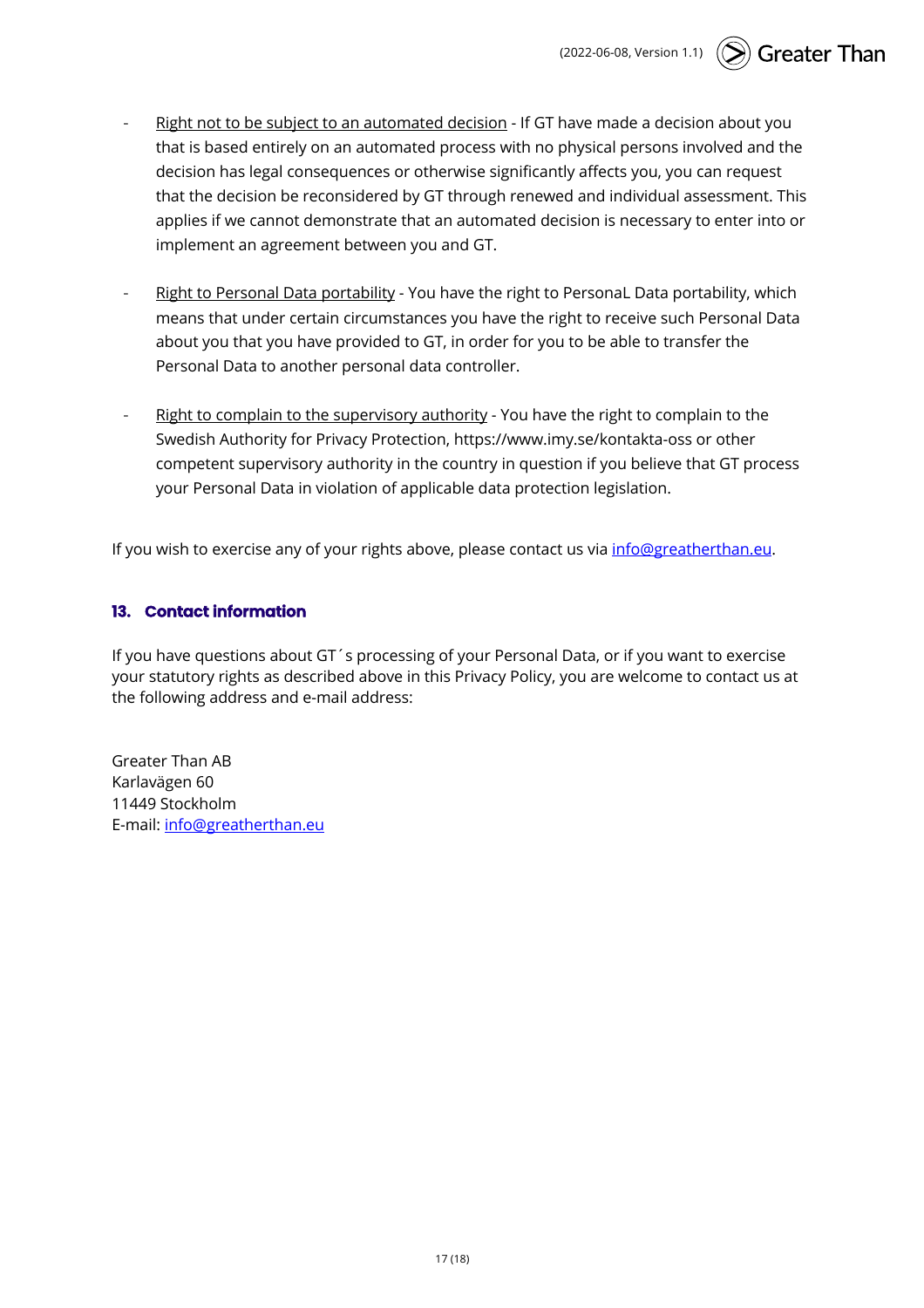- Right not to be subject to an automated decision - If GT have made a decision about you that is based entirely on an automated process with no physical persons involved and the decision has legal consequences or otherwise significantly affects you, you can request that the decision be reconsidered by GT through renewed and individual assessment. This applies if we cannot demonstrate that an automated decision is necessary to enter into or implement an agreement between you and GT.

- Right to Personal Data portability - You have the right to PersonaL Data portability, which means that under certain circumstances you have the right to receive such Personal Data about you that you have provided to GT, in order for you to be able to transfer the Personal Data to another personal data controller.

- Right to complain to the supervisory authority - You have the right to complain to the Swedish Authority for Privacy Protection, https://www.imy.se/kontakta-oss or other competent supervisory authority in the country in question if you believe that GT process your Personal Data in violation of applicable data protection legislation.

If you wish to exercise any of your rights above, please contact us via info@greatherthan.eu.

## 13. Contact information

If you have questions about GT´s processing of your Personal Data, or if you want to exercise your statutory rights as described above in this Privacy Policy, you are welcome to contact us at the following address and e-mail address:

Greater Than AB
Karlavägen 60
11449 Stockholm
E-mail: info@greatherthan.eu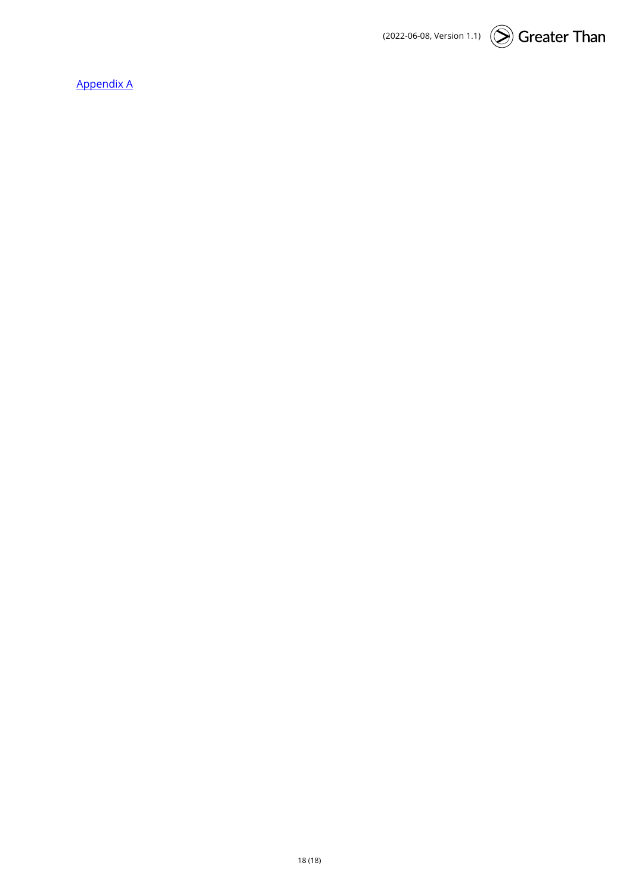[Appendix A]